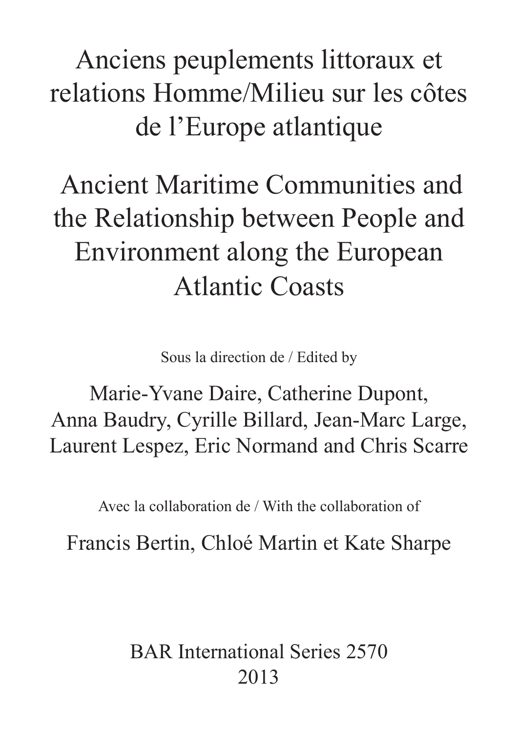# Anciens peuplements littoraux et relations Homme/Milieu sur les côtes de l'Europe atlantique

# Ancient Maritime Communities and the Relationship between People and Environment along the European Atlantic Coasts

Sous la direction de / Edited by

Marie-Yvane Daire, Catherine Dupont, Anna Baudry, Cyrille Billard, Jean-Marc Large, Laurent Lespez, Eric Normand and Chris Scarre

Avec la collaboration de / With the collaboration of

Francis Bertin, Chloé Martin et Kate Sharpe

BAR International Series 2570
2013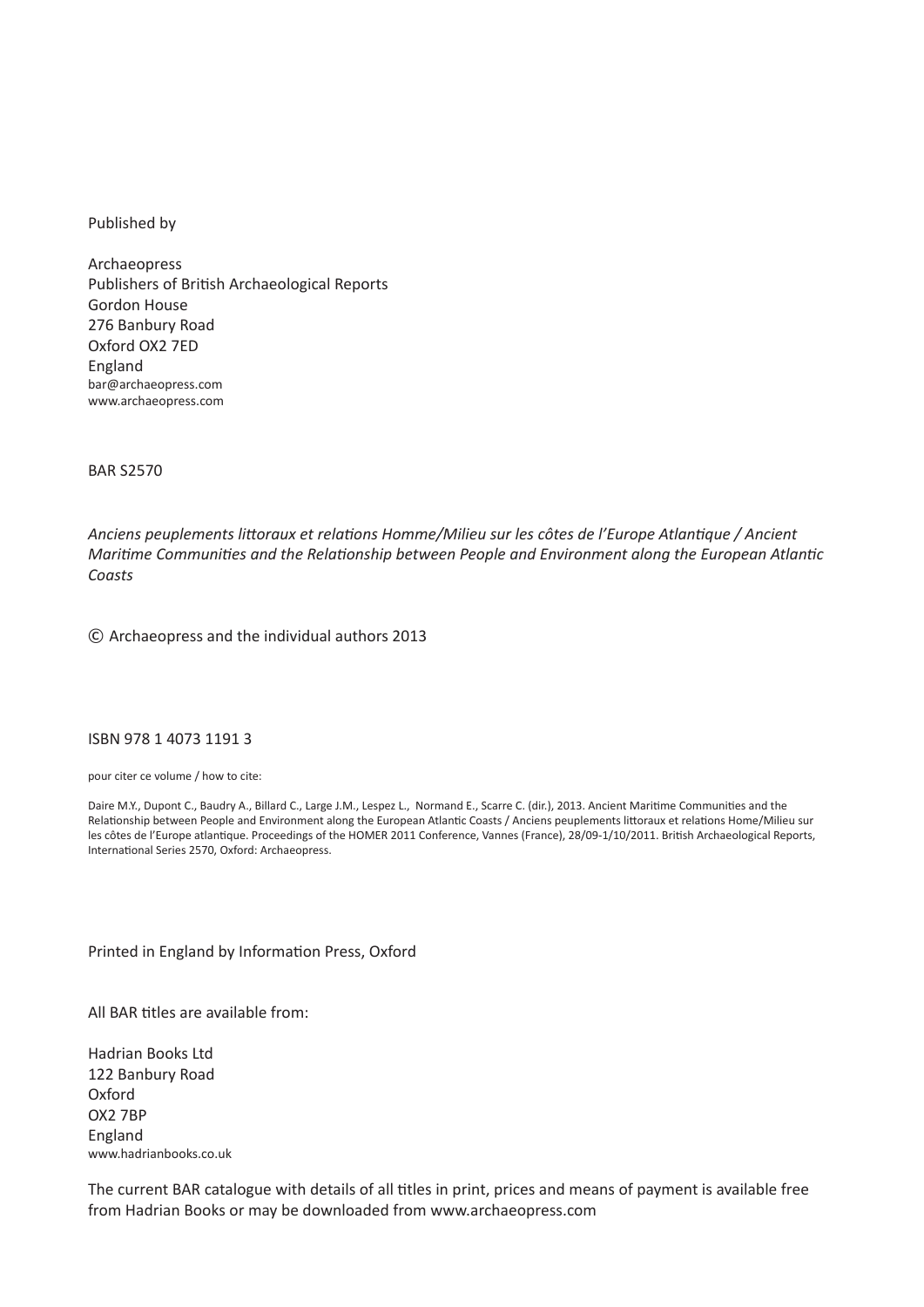Published by

Archaeopress
Publishers of British Archaeological Reports
Gordon House
276 Banbury Road
Oxford OX2 7ED
England
bar@archaeopress.com
www.archaeopress.com

BAR S2570

*Anciens peuplements littoraux et relations Homme/Milieu sur les côtes de l'Europe Atlantique / Ancient Maritime Communities and the Relationship between People and Environment along the European Atlantic Coasts*

© Archaeopress and the individual authors 2013

ISBN 978 1 4073 1191 3

pour citer ce volume / how to cite:

Daire M.Y., Dupont C., Baudry A., Billard C., Large J.M., Lespez L., Normand E., Scarre C. (dir.), 2013. Ancient Maritime Communities and the Relationship between People and Environment along the European Atlantic Coasts / Anciens peuplements littoraux et relations Home/Milieu sur les côtes de l'Europe atlantique. Proceedings of the HOMER 2011 Conference, Vannes (France), 28/09-1/10/2011. British Archaeological Reports, International Series 2570, Oxford: Archaeopress.

Printed in England by Information Press, Oxford

All BAR titles are available from:

Hadrian Books Ltd
122 Banbury Road
Oxford
OX2 7BP
England
www.hadrianbooks.co.uk

The current BAR catalogue with details of all titles in print, prices and means of payment is available free from Hadrian Books or may be downloaded from www.archaeopress.com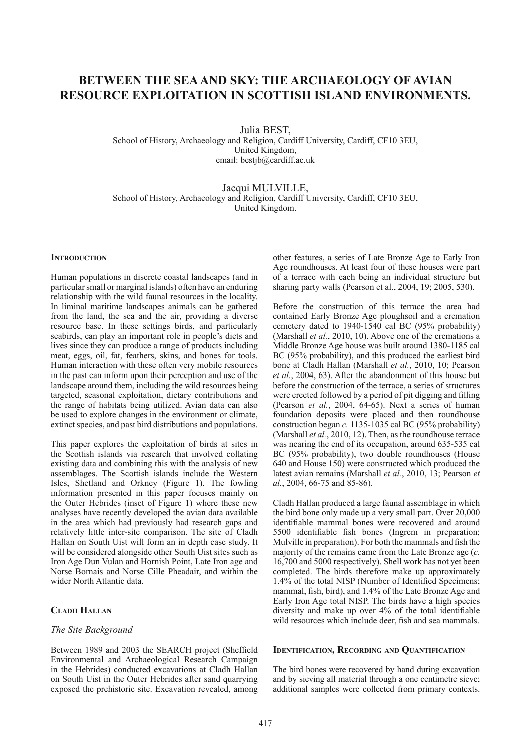# BETWEEN THE SEA AND SKY: THE ARCHAEOLOGY OF AVIAN RESOURCE EXPLOITATION IN SCOTTISH ISLAND ENVIRONMENTS.

Julia BEST,
School of History, Archaeology and Religion, Cardiff University, Cardiff, CF10 3EU, United Kingdom,
email: bestjb@cardiff.ac.uk

Jacqui MULVILLE,
School of History, Archaeology and Religion, Cardiff University, Cardiff, CF10 3EU, United Kingdom.

## Introduction

Human populations in discrete coastal landscapes (and in particular small or marginal islands) often have an enduring relationship with the wild faunal resources in the locality. In liminal maritime landscapes animals can be gathered from the land, the sea and the air, providing a diverse resource base. In these settings birds, and particularly seabirds, can play an important role in people's diets and lives since they can produce a range of products including meat, eggs, oil, fat, feathers, skins, and bones for tools. Human interaction with these often very mobile resources in the past can inform upon their perception and use of the landscape around them, including the wild resources being targeted, seasonal exploitation, dietary contributions and the range of habitats being utilized. Avian data can also be used to explore changes in the environment or climate, extinct species, and past bird distributions and populations.

This paper explores the exploitation of birds at sites in the Scottish islands via research that involved collating existing data and combining this with the analysis of new assemblages. The Scottish islands include the Western Isles, Shetland and Orkney (Figure 1). The fowling information presented in this paper focuses mainly on the Outer Hebrides (inset of Figure 1) where these new analyses have recently developed the avian data available in the area which had previously had research gaps and relatively little inter-site comparison. The site of Cladh Hallan on South Uist will form an in depth case study. It will be considered alongside other South Uist sites such as Iron Age Dun Vulan and Hornish Point, Late Iron age and Norse Bornais and Norse Cille Pheadair, and within the wider North Atlantic data.

## Cladh Hallan

### *The Site Background*

Between 1989 and 2003 the SEARCH project (Sheffield Environmental and Archaeological Research Campaign in the Hebrides) conducted excavations at Cladh Hallan on South Uist in the Outer Hebrides after sand quarrying exposed the prehistoric site. Excavation revealed, among other features, a series of Late Bronze Age to Early Iron Age roundhouses. At least four of these houses were part of a terrace with each being an individual structure but sharing party walls (Pearson et al., 2004, 19; 2005, 530).

Before the construction of this terrace the area had contained Early Bronze Age ploughsoil and a cremation cemetery dated to 1940-1540 cal BC (95% probability) (Marshall *et al.*, 2010, 10). Above one of the cremations a Middle Bronze Age house was built around 1380-1185 cal BC (95% probability), and this produced the earliest bird bone at Cladh Hallan (Marshall *et al.*, 2010, 10; Pearson *et al.*, 2004, 63). After the abandonment of this house but before the construction of the terrace, a series of structures were erected followed by a period of pit digging and filling (Pearson *et al.*, 2004, 64-65). Next a series of human foundation deposits were placed and then roundhouse construction began *c.* 1135-1035 cal BC (95% probability) (Marshall *et al.*, 2010, 12). Then, as the roundhouse terrace was nearing the end of its occupation, around 635-535 cal BC (95% probability), two double roundhouses (House 640 and House 150) were constructed which produced the latest avian remains (Marshall *et al.*, 2010, 13; Pearson *et al.*, 2004, 66-75 and 85-86).

Cladh Hallan produced a large faunal assemblage in which the bird bone only made up a very small part. Over 20,000 identifiable mammal bones were recovered and around 5500 identifiable fish bones (Ingrem in preparation; Mulville in preparation). For both the mammals and fish the majority of the remains came from the Late Bronze age (*c.* 16,700 and 5000 respectively). Shell work has not yet been completed. The birds therefore make up approximately 1.4% of the total NISP (Number of Identified Specimens; mammal, fish, bird), and 1.4% of the Late Bronze Age and Early Iron Age total NISP. The birds have a high species diversity and make up over 4% of the total identifiable wild resources which include deer, fish and sea mammals.

## Identification, Recording and Quantification

The bird bones were recovered by hand during excavation and by sieving all material through a one centimetre sieve; additional samples were collected from primary contexts.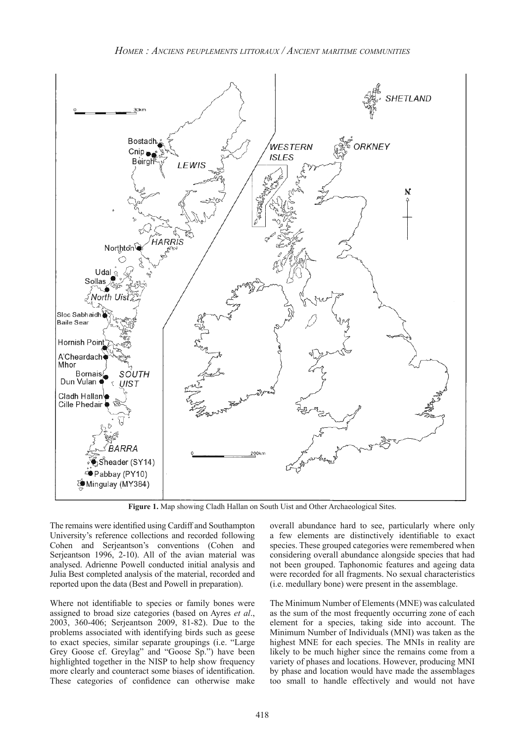**Figure 1.** Map showing Cladh Hallan on South Uist and Other Archaeological Sites.

The remains were identified using Cardiff and Southampton University's reference collections and recorded following Cohen and Serjeantson's conventions (Cohen and Serjeantson 1996, 2-10). All of the avian material was analysed. Adrienne Powell conducted initial analysis and Julia Best completed analysis of the material, recorded and reported upon the data (Best and Powell in preparation).

Where not identifiable to species or family bones were assigned to broad size categories (based on Ayres *et al*., 2003, 360-406; Serjeantson 2009, 81-82). Due to the problems associated with identifying birds such as geese to exact species, similar separate groupings (i.e. "Large Grey Goose cf. Greylag" and "Goose Sp.") have been highlighted together in the NISP to help show frequency more clearly and counteract some biases of identification. These categories of confidence can otherwise make overall abundance hard to see, particularly where only a few elements are distinctively identifiable to exact species. These grouped categories were remembered when considering overall abundance alongside species that had not been grouped. Taphonomic features and ageing data were recorded for all fragments. No sexual characteristics (i.e. medullary bone) were present in the assemblage.

The Minimum Number of Elements (MNE) was calculated as the sum of the most frequently occurring zone of each element for a species, taking side into account. The Minimum Number of Individuals (MNI) was taken as the highest MNE for each species. The MNIs in reality are likely to be much higher since the remains come from a variety of phases and locations. However, producing MNI by phase and location would have made the assemblages too small to handle effectively and would not have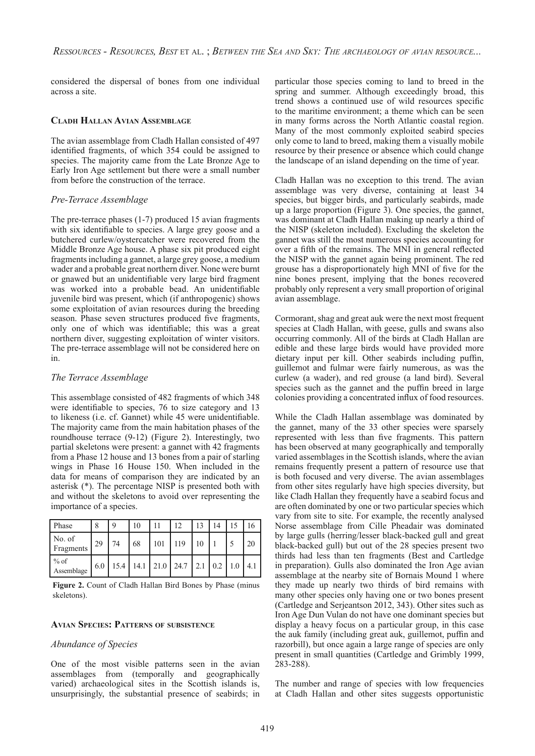considered the dispersal of bones from one individual across a site.

## Cladh Hallan Avian Assemblage

The avian assemblage from Cladh Hallan consisted of 497 identified fragments, of which 354 could be assigned to species. The majority came from the Late Bronze Age to Early Iron Age settlement but there were a small number from before the construction of the terrace.

### *Pre-Terrace Assemblage*

The pre-terrace phases (1-7) produced 15 avian fragments with six identifiable to species. A large grey goose and a butchered curlew/oystercatcher were recovered from the Middle Bronze Age house. A phase six pit produced eight fragments including a gannet, a large grey goose, a medium wader and a probable great northern diver. None were burnt or gnawed but an unidentifiable very large bird fragment was worked into a probable bead. An unidentifiable juvenile bird was present, which (if anthropogenic) shows some exploitation of avian resources during the breeding season. Phase seven structures produced five fragments, only one of which was identifiable; this was a great northern diver, suggesting exploitation of winter visitors. The pre-terrace assemblage will not be considered here on in.

### *The Terrace Assemblage*

This assemblage consisted of 482 fragments of which 348 were identifiable to species, 76 to size category and 13 to likeness (i.e. cf. Gannet) while 45 were unidentifiable. The majority came from the main habitation phases of the roundhouse terrace (9-12) (Figure 2). Interestingly, two partial skeletons were present: a gannet with 42 fragments from a Phase 12 house and 13 bones from a pair of starling wings in Phase 16 House 150. When included in the data for means of comparison they are indicated by an asterisk (*). The percentage NISP is presented both with and without the skeletons to avoid over representing the importance of a species.

| Phase | 8 | 9 | 10 | 11 | 12 | 13 | 14 | 15 | 16 |
|---|---|---|---|---|---|---|---|---|---|
| No. of Fragments | 29 | 74 | 68 | 101 | 119 | 10 | 1 | 5 | 20 |
| % of Assemblage | 6.0 | 15.4 | 14.1 | 21.0 | 24.7 | 2.1 | 0.2 | 1.0 | 4.1 |

**Figure 2.** Count of Cladh Hallan Bird Bones by Phase (minus skeletons).

## Avian Species: Patterns of subsistence

### *Abundance of Species*

One of the most visible patterns seen in the avian assemblages from (temporally and geographically varied) archaeological sites in the Scottish islands is, unsurprisingly, the substantial presence of seabirds; in particular those species coming to land to breed in the spring and summer. Although exceedingly broad, this trend shows a continued use of wild resources specific to the maritime environment; a theme which can be seen in many forms across the North Atlantic coastal region. Many of the most commonly exploited seabird species only come to land to breed, making them a visually mobile resource by their presence or absence which could change the landscape of an island depending on the time of year.

Cladh Hallan was no exception to this trend. The avian assemblage was very diverse, containing at least 34 species, but bigger birds, and particularly seabirds, made up a large proportion (Figure 3). One species, the gannet, was dominant at Cladh Hallan making up nearly a third of the NISP (skeleton included). Excluding the skeleton the gannet was still the most numerous species accounting for over a fifth of the remains. The MNI in general reflected the NISP with the gannet again being prominent. The red grouse has a disproportionately high MNI of five for the nine bones present, implying that the bones recovered probably only represent a very small proportion of original avian assemblage.

Cormorant, shag and great auk were the next most frequent species at Cladh Hallan, with geese, gulls and swans also occurring commonly. All of the birds at Cladh Hallan are edible and these large birds would have provided more dietary input per kill. Other seabirds including puffin, guillemot and fulmar were fairly numerous, as was the curlew (a wader), and red grouse (a land bird). Several species such as the gannet and the puffin breed in large colonies providing a concentrated influx of food resources.

While the Cladh Hallan assemblage was dominated by the gannet, many of the 33 other species were sparsely represented with less than five fragments. This pattern has been observed at many geographically and temporally varied assemblages in the Scottish islands, where the avian remains frequently present a pattern of resource use that is both focused and very diverse. The avian assemblages from other sites regularly have high species diversity, but like Cladh Hallan they frequently have a seabird focus and are often dominated by one or two particular species which vary from site to site. For example, the recently analysed Norse assemblage from Cille Pheadair was dominated by large gulls (herring/lesser black-backed gull and great black-backed gull) but out of the 28 species present two thirds had less than ten fragments (Best and Cartledge in preparation). Gulls also dominated the Iron Age avian assemblage at the nearby site of Bornais Mound 1 where they made up nearly two thirds of bird remains with many other species only having one or two bones present (Cartledge and Serjeantson 2012, 343). Other sites such as Iron Age Dun Vulan do not have one dominant species but display a heavy focus on a particular group, in this case the auk family (including great auk, guillemot, puffin and razorbill), but once again a large range of species are only present in small quantities (Cartledge and Grimbly 1999, 283-288).

The number and range of species with low frequencies at Cladh Hallan and other sites suggests opportunistic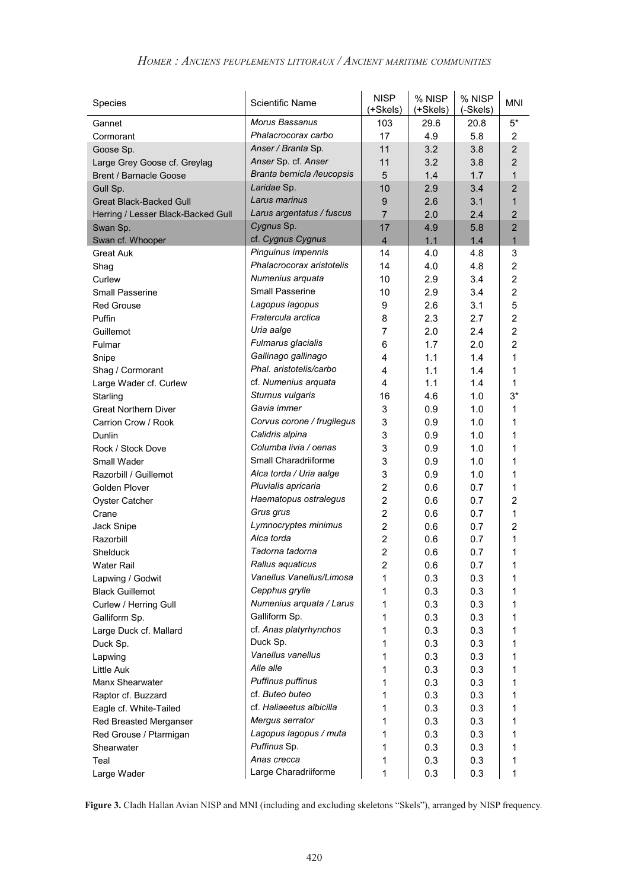| Species | Scientific Name | NISP (+Skels) | % NISP (+Skels) | % NISP (-Skels) | MNI |
|---|---|---|---|---|---|
| Gannet | *Morus Bassanus* | 103 | 29.6 | 20.8 | 5* |
| Cormorant | *Phalacrocorax carbo* | 17 | 4.9 | 5.8 | 2 |
| Goose Sp. | *Anser / Branta* Sp. | 11 | 3.2 | 3.8 | 2 |
| Large Grey Goose cf. Greylag | *Anser* Sp. cf. *Anser* | 11 | 3.2 | 3.8 | 2 |
| Brent / Barnacle Goose | *Branta bernicla /leucopsis* | 5 | 1.4 | 1.7 | 1 |
| Gull Sp. | *Laridae* Sp. | 10 | 2.9 | 3.4 | 2 |
| Great Black-Backed Gull | *Larus marinus* | 9 | 2.6 | 3.1 | 1 |
| Herring / Lesser Black-Backed Gull | *Larus argentatus / fuscus* | 7 | 2.0 | 2.4 | 2 |
| Swan Sp. | *Cygnus* Sp. | 17 | 4.9 | 5.8 | 2 |
| Swan cf. Whooper | cf. *Cygnus Cygnus* | 4 | 1.1 | 1.4 | 1 |
| Great Auk | *Pinguinus impennis* | 14 | 4.0 | 4.8 | 3 |
| Shag | *Phalacrocorax aristotelis* | 14 | 4.0 | 4.8 | 2 |
| Curlew | *Numenius arquata* | 10 | 2.9 | 3.4 | 2 |
| Small Passerine | Small Passerine | 10 | 2.9 | 3.4 | 2 |
| Red Grouse | *Lagopus lagopus* | 9 | 2.6 | 3.1 | 5 |
| Puffin | *Fratercula arctica* | 8 | 2.3 | 2.7 | 2 |
| Guillemot | *Uria aalge* | 7 | 2.0 | 2.4 | 2 |
| Fulmar | *Fulmarus glacialis* | 6 | 1.7 | 2.0 | 2 |
| Snipe | *Gallinago gallinago* | 4 | 1.1 | 1.4 | 1 |
| Shag / Cormorant | *Phal. aristotelis/carbo* | 4 | 1.1 | 1.4 | 1 |
| Large Wader cf. Curlew | cf. *Numenius arquata* | 4 | 1.1 | 1.4 | 1 |
| Starling | *Sturnus vulgaris* | 16 | 4.6 | 1.0 | 3* |
| Great Northern Diver | *Gavia immer* | 3 | 0.9 | 1.0 | 1 |
| Carrion Crow / Rook | *Corvus corone / frugilegus* | 3 | 0.9 | 1.0 | 1 |
| Dunlin | *Calidris alpina* | 3 | 0.9 | 1.0 | 1 |
| Rock / Stock Dove | *Columba livia / oenas* | 3 | 0.9 | 1.0 | 1 |
| Small Wader | Small Charadriiforme | 3 | 0.9 | 1.0 | 1 |
| Razorbill / Guillemot | *Alca torda / Uria aalge* | 3 | 0.9 | 1.0 | 1 |
| Golden Plover | *Pluvialis apricaria* | 2 | 0.6 | 0.7 | 1 |
| Oyster Catcher | *Haematopus ostralegus* | 2 | 0.6 | 0.7 | 2 |
| Crane | *Grus grus* | 2 | 0.6 | 0.7 | 1 |
| Jack Snipe | *Lymnocryptes minimus* | 2 | 0.6 | 0.7 | 2 |
| Razorbill | *Alca torda* | 2 | 0.6 | 0.7 | 1 |
| Shelduck | *Tadorna tadorna* | 2 | 0.6 | 0.7 | 1 |
| Water Rail | *Rallus aquaticus* | 2 | 0.6 | 0.7 | 1 |
| Lapwing / Godwit | *Vanellus Vanellus/Limosa* | 1 | 0.3 | 0.3 | 1 |
| Black Guillemot | *Cepphus grylle* | 1 | 0.3 | 0.3 | 1 |
| Curlew / Herring Gull | *Numenius arquata / Larus* | 1 | 0.3 | 0.3 | 1 |
| Galliform Sp. | Galliform Sp. | 1 | 0.3 | 0.3 | 1 |
| Large Duck cf. Mallard | cf. *Anas platyrhynchos* | 1 | 0.3 | 0.3 | 1 |
| Duck Sp. | Duck Sp. | 1 | 0.3 | 0.3 | 1 |
| Lapwing | *Vanellus vanellus* | 1 | 0.3 | 0.3 | 1 |
| Little Auk | *Alle alle* | 1 | 0.3 | 0.3 | 1 |
| Manx Shearwater | *Puffinus puffinus* | 1 | 0.3 | 0.3 | 1 |
| Raptor cf. Buzzard | cf. *Buteo buteo* | 1 | 0.3 | 0.3 | 1 |
| Eagle cf. White-Tailed | cf. *Haliaeetus albicilla* | 1 | 0.3 | 0.3 | 1 |
| Red Breasted Merganser | *Mergus serrator* | 1 | 0.3 | 0.3 | 1 |
| Red Grouse / Ptarmigan | *Lagopus lagopus / muta* | 1 | 0.3 | 0.3 | 1 |
| Shearwater | *Puffinus* Sp. | 1 | 0.3 | 0.3 | 1 |
| Teal | *Anas crecca* | 1 | 0.3 | 0.3 | 1 |
| Large Wader | Large Charadriiforme | 1 | 0.3 | 0.3 | 1 |

**Figure 3.** Cladh Hallan Avian NISP and MNI (including and excluding skeletons "Skels"), arranged by NISP frequency.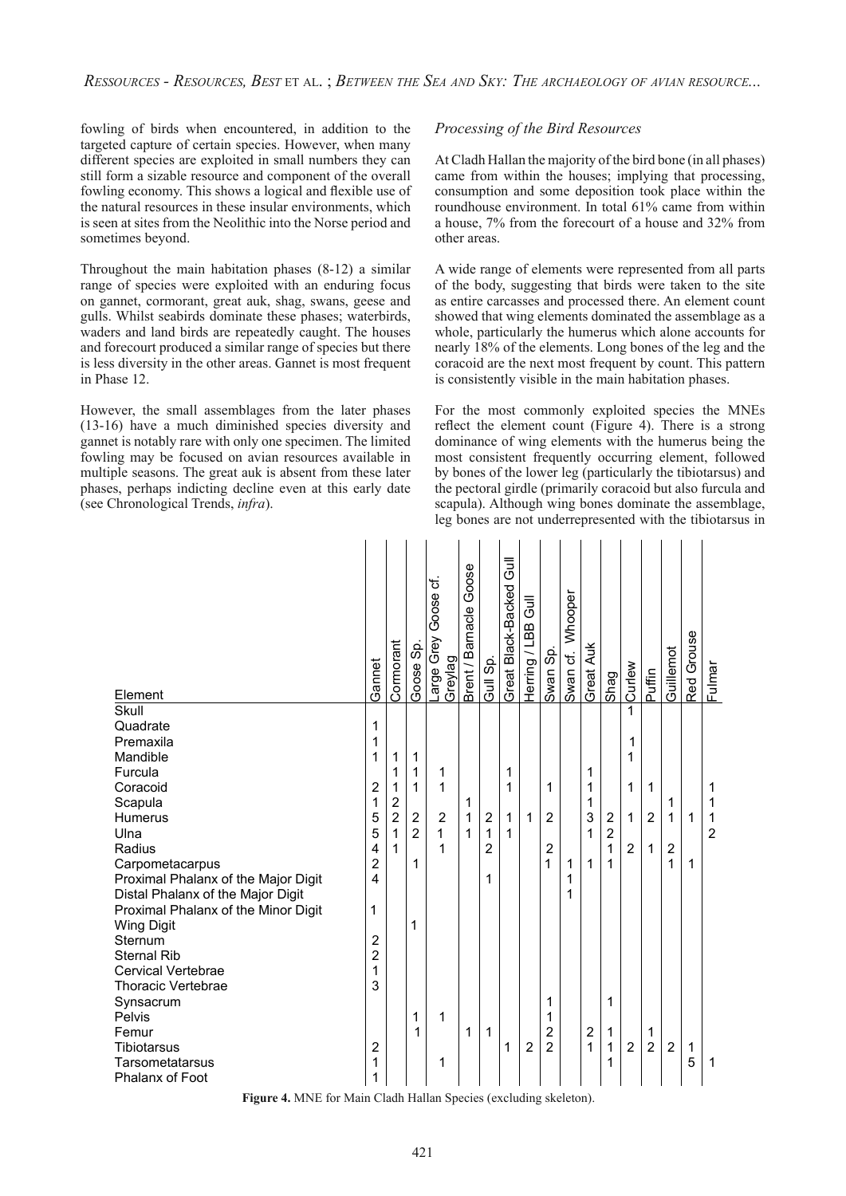fowling of birds when encountered, in addition to the targeted capture of certain species. However, when many different species are exploited in small numbers they can still form a sizable resource and component of the overall fowling economy. This shows a logical and flexible use of the natural resources in these insular environments, which is seen at sites from the Neolithic into the Norse period and sometimes beyond.

Throughout the main habitation phases (8-12) a similar range of species were exploited with an enduring focus on gannet, cormorant, great auk, shag, swans, geese and gulls. Whilst seabirds dominate these phases; waterbirds, waders and land birds are repeatedly caught. The houses and forecourt produced a similar range of species but there is less diversity in the other areas. Gannet is most frequent in Phase 12.

However, the small assemblages from the later phases (13-16) have a much diminished species diversity and gannet is notably rare with only one specimen. The limited fowling may be focused on avian resources available in multiple seasons. The great auk is absent from these later phases, perhaps indicting decline even at this early date (see Chronological Trends, *infra*).

*Processing of the Bird Resources*

At Cladh Hallan the majority of the bird bone (in all phases) came from within the houses; implying that processing, consumption and some deposition took place within the roundhouse environment. In total 61% came from within a house, 7% from the forecourt of a house and 32% from other areas.

A wide range of elements were represented from all parts of the body, suggesting that birds were taken to the site as entire carcasses and processed there. An element count showed that wing elements dominated the assemblage as a whole, particularly the humerus which alone accounts for nearly 18% of the elements. Long bones of the leg and the coracoid are the next most frequent by count. This pattern is consistently visible in the main habitation phases.

For the most commonly exploited species the MNEs reflect the element count (Figure 4). There is a strong dominance of wing elements with the humerus being the most consistent frequently occurring element, followed by bones of the lower leg (particularly the tibiotarsus) and the pectoral girdle (primarily coracoid but also furcula and scapula). Although wing bones dominate the assemblage, leg bones are not underrepresented with the tibiotarsus in

| Element | Gannet | Cormorant | Goose Sp. | Large Grey Goose cf. Greylag | Brent / Barnacle Goose | Gull Sp. | Great Black-Backed Gull | Herring / LBB Gull | Swan Sp. | Swan cf. Whooper | Great Auk | Shag | Curlew | Puffin | Guillemot | Red Grouse | Fulmar |
|---|---|---|---|---|---|---|---|---|---|---|---|---|---|---|---|---|---|
| Skull | | | | | | | | | | | | | 1 | | | | |
| Quadrate | 1 | | | | | | | | | | | | | | | | |
| Premaxila | 1 | | | | | | | | | | | | 1 | | | | |
| Mandible | 1 | 1 | 1 | | | | | | | | | | 1 | | | | |
| Furcula | | 1 | 1 | 1 | | | 1 | | | | 1 | | | | | | |
| Coracoid | 2 | 1 | 1 | 1 | | | 1 | | 1 | | 1 | | 1 | 1 | | | 1 |
| Scapula | 1 | 2 | | | 1 | | | | | | 1 | | | | 1 | | 1 |
| Humerus | 5 | 2 | 2 | 2 | 1 | 2 | 1 | 1 | 2 | | 3 | 2 | 1 | 2 | 1 | 1 | 1 |
| Ulna | 5 | 1 | 2 | 1 | 1 | 1 | 1 | | | | 1 | 2 | | | | | 2 |
| Radius | 4 | 1 | | 1 | | 2 | | | 2 | | | 1 | 2 | 1 | 2 | | |
| Carpometacarpus | 2 | | 1 | | | | | | 1 | 1 | 1 | 1 | | | 1 | 1 | |
| Proximal Phalanx of the Major Digit | 4 | | | | | 1 | | | | 1 | | | | | | | |
| Distal Phalanx of the Major Digit | | | | | | | | | | 1 | | | | | | | |
| Proximal Phalanx of the Minor Digit | 1 | | | | | | | | | | | | | | | | |
| Wing Digit | | | 1 | | | | | | | | | | | | | | |
| Sternum | 2 | | | | | | | | | | | | | | | | |
| Sternal Rib | 2 | | | | | | | | | | | | | | | | |
| Cervical Vertebrae | 1 | | | | | | | | | | | | | | | | |
| Thoracic Vertebrae | 3 | | | | | | | | | | | | | | | | |
| Synsacrum | | | | | | | | | 1 | | | 1 | | | | | |
| Pelvis | | | 1 | 1 | | | | | 1 | | | 1 | | 1 | | | |
| Femur | | | 1 | | 1 | 1 | | | 2 | | 2 | 1 | | 1 | | | |
| Tibiotarsus | 2 | | | | | | 1 | 2 | 2 | | 1 | 1 | 2 | 2 | 2 | 1 | |
| Tarsometatarsus | 1 | | | 1 | | | | | | | | 1 | | | | 5 | 1 |
| Phalanx of Foot | 1 | | | | | | | | | | | | | | | | |

**Figure 4.** MNE for Main Cladh Hallan Species (excluding skeleton).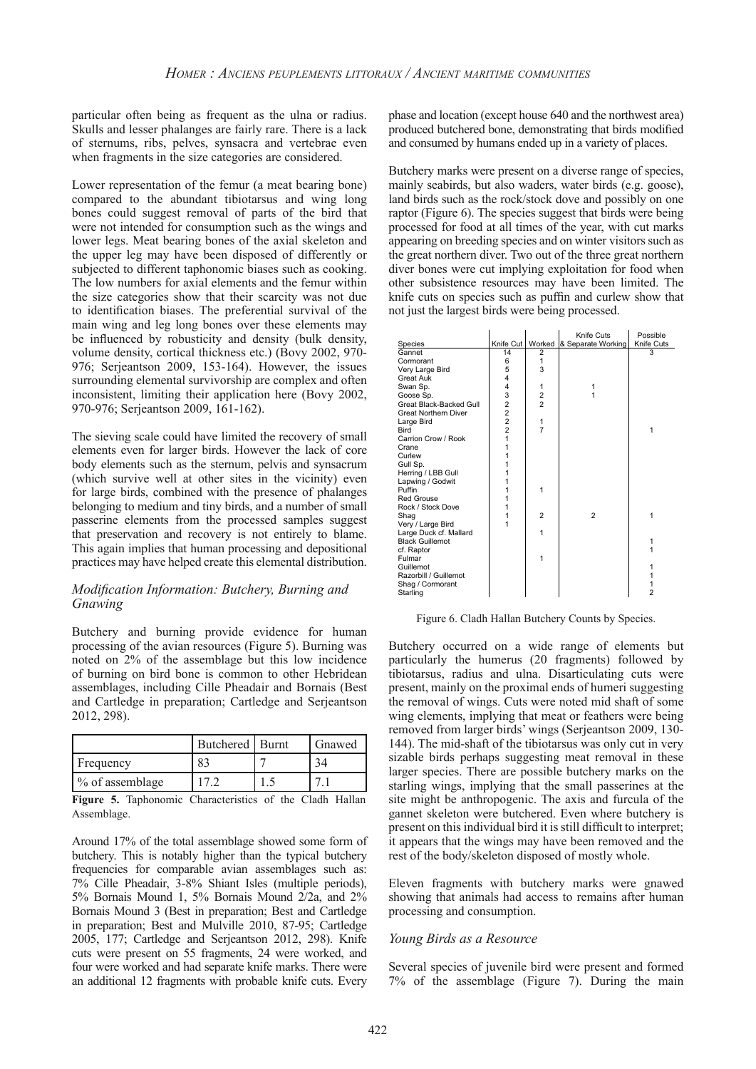particular often being as frequent as the ulna or radius. Skulls and lesser phalanges are fairly rare. There is a lack of sternums, ribs, pelves, synsacra and vertebrae even when fragments in the size categories are considered.

Lower representation of the femur (a meat bearing bone) compared to the abundant tibiotarsus and wing long bones could suggest removal of parts of the bird that were not intended for consumption such as the wings and lower legs. Meat bearing bones of the axial skeleton and the upper leg may have been disposed of differently or subjected to different taphonomic biases such as cooking. The low numbers for axial elements and the femur within the size categories show that their scarcity was not due to identification biases. The preferential survival of the main wing and leg long bones over these elements may be influenced by robusticity and density (bulk density, volume density, cortical thickness etc.) (Bovy 2002, 970-976; Serjeantson 2009, 153-164). However, the issues surrounding elemental survivorship are complex and often inconsistent, limiting their application here (Bovy 2002, 970-976; Serjeantson 2009, 161-162).

The sieving scale could have limited the recovery of small elements even for larger birds. However the lack of core body elements such as the sternum, pelvis and synsacrum (which survive well at other sites in the vicinity) even for large birds, combined with the presence of phalanges belonging to medium and tiny birds, and a number of small passerine elements from the processed samples suggest that preservation and recovery is not entirely to blame. This again implies that human processing and depositional practices may have helped create this elemental distribution.

### *Modification Information: Butchery, Burning and Gnawing*

Butchery and burning provide evidence for human processing of the avian resources (Figure 5). Burning was noted on 2% of the assemblage but this low incidence of burning on bird bone is common to other Hebridean assemblages, including Cille Pheadair and Bornais (Best and Cartledge in preparation; Cartledge and Serjeantson 2012, 298).

| | Butchered | Burnt | Gnawed |
|---|---|---|---|
| Frequency | 83 | 7 | 34 |
| % of assemblage | 17.2 | 1.5 | 7.1 |

**Figure 5.** Taphonomic Characteristics of the Cladh Hallan Assemblage.

Around 17% of the total assemblage showed some form of butchery. This is notably higher than the typical butchery frequencies for comparable avian assemblages such as: 7% Cille Pheadair, 3-8% Shiant Isles (multiple periods), 5% Bornais Mound 1, 5% Bornais Mound 2/2a, and 2% Bornais Mound 3 (Best in preparation; Best and Cartledge in preparation; Best and Mulville 2010, 87-95; Cartledge 2005, 177; Cartledge and Serjeantson 2012, 298). Knife cuts were present on 55 fragments, 24 were worked, and four were worked and had separate knife marks. There were an additional 12 fragments with probable knife cuts. Every phase and location (except house 640 and the northwest area) produced butchered bone, demonstrating that birds modified and consumed by humans ended up in a variety of places.

Butchery marks were present on a diverse range of species, mainly seabirds, but also waders, water birds (e.g. goose), land birds such as the rock/stock dove and possibly on one raptor (Figure 6). The species suggest that birds were being processed for food at all times of the year, with cut marks appearing on breeding species and on winter visitors such as the great northern diver. Two out of the three great northern diver bones were cut implying exploitation for food when other subsistence resources may have been limited. The knife cuts on species such as puffin and curlew show that not just the largest birds were being processed.

| Species | Knife Cut | Worked | Knife Cuts & Separate Working | Possible Knife Cuts |
|---|---|---|---|---|
| Gannet | 14 | 2 | | 3 |
| Cormorant | 6 | 1 | | |
| Very Large Bird | 5 | 3 | | |
| Great Auk | 4 | | | |
| Swan Sp. | 4 | 1 | 1 | |
| Goose Sp. | 3 | 2 | 1 | |
| Great Black-Backed Gull | 2 | 2 | | |
| Great Northern Diver | 2 | | | |
| Large Bird | 2 | 1 | | |
| Bird | 2 | 7 | | 1 |
| Carrion Crow / Rook | 1 | | | |
| Crane | 1 | | | |
| Curlew | 1 | | | |
| Gull Sp. | 1 | | | |
| Herring / LBB Gull | 1 | | | |
| Lapwing / Godwit | 1 | | | |
| Puffin | 1 | 1 | | |
| Red Grouse | 1 | | | |
| Rock / Stock Dove | 1 | | | |
| Shag | 1 | 2 | 2 | 1 |
| Very / Large Bird | 1 | | | |
| Large Duck cf. Mallard | | 1 | | |
| Black Guillemot | | | | 1 |
| cf. Raptor | | | | 1 |
| Fulmar | | 1 | | |
| Guillemot | | | | 1 |
| Razorbill / Guillemot | | | | 1 |
| Shag / Cormorant | | | | 1 |
| Starling | | | | 2 |

Figure 6. Cladh Hallan Butchery Counts by Species.

Butchery occurred on a wide range of elements but particularly the humerus (20 fragments) followed by tibiotarsus, radius and ulna. Disarticulating cuts were present, mainly on the proximal ends of humeri suggesting the removal of wings. Cuts were noted mid shaft of some wing elements, implying that meat or feathers were being removed from larger birds' wings (Serjeantson 2009, 130-144). The mid-shaft of the tibiotarsus was only cut in very sizable birds perhaps suggesting meat removal in these larger species. There are possible butchery marks on the starling wings, implying that the small passerines at the site might be anthropogenic. The axis and furcula of the gannet skeleton were butchered. Even where butchery is present on this individual bird it is still difficult to interpret; it appears that the wings may have been removed and the rest of the body/skeleton disposed of mostly whole.

Eleven fragments with butchery marks were gnawed showing that animals had access to remains after human processing and consumption.

### *Young Birds as a Resource*

Several species of juvenile bird were present and formed 7% of the assemblage (Figure 7). During the main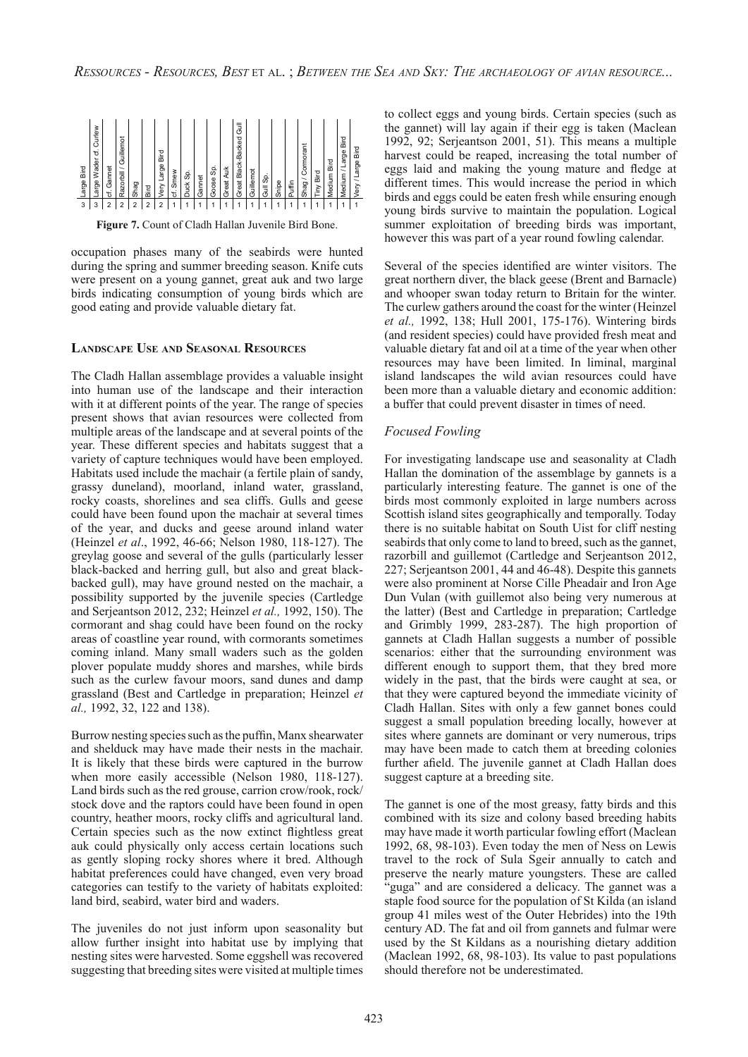| Large Bird | Large Wader cf. Curlew | cf. Gannet | Razorbill / Guillemot | Shag | Bird | Very Large Bird | cf. Smew | Duck Sp. | Gannet | Goose Sp. | Great Auk | Great Black-Backed Gull | Guillemot | Gull Sp. | Snipe | Puffin | Shag / Cormorant | Tiny Bird | Medium Bird | Medium / Large Bird | Very / Large Bird |
|---|---|---|---|---|---|---|---|---|---|---|---|---|---|---|---|---|---|---|---|---|---|
| 3 | 3 | 2 | 2 | 2 | 2 | 2 | 1 | 1 | 1 | 1 | 1 | 1 | 1 | 1 | 1 | 1 | 1 | 1 | 1 | 1 | 1 |

**Figure 7.** Count of Cladh Hallan Juvenile Bird Bone.

occupation phases many of the seabirds were hunted during the spring and summer breeding season. Knife cuts were present on a young gannet, great auk and two large birds indicating consumption of young birds which are good eating and provide valuable dietary fat.

## Landscape Use and Seasonal Resources

The Cladh Hallan assemblage provides a valuable insight into human use of the landscape and their interaction with it at different points of the year. The range of species present shows that avian resources were collected from multiple areas of the landscape and at several points of the year. These different species and habitats suggest that a variety of capture techniques would have been employed. Habitats used include the machair (a fertile plain of sandy, grassy duneland), moorland, inland water, grassland, rocky coasts, shorelines and sea cliffs. Gulls and geese could have been found upon the machair at several times of the year, and ducks and geese around inland water (Heinzel *et al*., 1992, 46-66; Nelson 1980, 118-127). The greylag goose and several of the gulls (particularly lesser black-backed and herring gull, but also and great black-backed gull), may have ground nested on the machair, a possibility supported by the juvenile species (Cartledge and Serjeantson 2012, 232; Heinzel *et al.,* 1992, 150). The cormorant and shag could have been found on the rocky areas of coastline year round, with cormorants sometimes coming inland. Many small waders such as the golden plover populate muddy shores and marshes, while birds such as the curlew favour moors, sand dunes and damp grassland (Best and Cartledge in preparation; Heinzel *et al.,* 1992, 32, 122 and 138).

Burrow nesting species such as the puffin, Manx shearwater and shelduck may have made their nests in the machair. It is likely that these birds were captured in the burrow when more easily accessible (Nelson 1980, 118-127). Land birds such as the red grouse, carrion crow/rook, rock/stock dove and the raptors could have been found in open country, heather moors, rocky cliffs and agricultural land. Certain species such as the now extinct flightless great auk could physically only access certain locations such as gently sloping rocky shores where it bred. Although habitat preferences could have changed, even very broad categories can testify to the variety of habitats exploited: land bird, seabird, water bird and waders.

The juveniles do not just inform upon seasonality but allow further insight into habitat use by implying that nesting sites were harvested. Some eggshell was recovered suggesting that breeding sites were visited at multiple times to collect eggs and young birds. Certain species (such as the gannet) will lay again if their egg is taken (Maclean 1992, 92; Serjeantson 2001, 51). This means a multiple harvest could be reaped, increasing the total number of eggs laid and making the young mature and fledge at different times. This would increase the period in which birds and eggs could be eaten fresh while ensuring enough young birds survive to maintain the population. Logical summer exploitation of breeding birds was important, however this was part of a year round fowling calendar.

Several of the species identified are winter visitors. The great northern diver, the black geese (Brent and Barnacle) and whooper swan today return to Britain for the winter. The curlew gathers around the coast for the winter (Heinzel *et al.,* 1992, 138; Hull 2001, 175-176). Wintering birds (and resident species) could have provided fresh meat and valuable dietary fat and oil at a time of the year when other resources may have been limited. In liminal, marginal island landscapes the wild avian resources could have been more than a valuable dietary and economic addition: a buffer that could prevent disaster in times of need.

### *Focused Fowling*

For investigating landscape use and seasonality at Cladh Hallan the domination of the assemblage by gannets is a particularly interesting feature. The gannet is one of the birds most commonly exploited in large numbers across Scottish island sites geographically and temporally. Today there is no suitable habitat on South Uist for cliff nesting seabirds that only come to land to breed, such as the gannet, razorbill and guillemot (Cartledge and Serjeantson 2012, 227; Serjeantson 2001, 44 and 46-48). Despite this gannets were also prominent at Norse Cille Pheadair and Iron Age Dun Vulan (with guillemot also being very numerous at the latter) (Best and Cartledge in preparation; Cartledge and Grimbly 1999, 283-287). The high proportion of gannets at Cladh Hallan suggests a number of possible scenarios: either that the surrounding environment was different enough to support them, that they bred more widely in the past, that the birds were caught at sea, or that they were captured beyond the immediate vicinity of Cladh Hallan. Sites with only a few gannet bones could suggest a small population breeding locally, however at sites where gannets are dominant or very numerous, trips may have been made to catch them at breeding colonies further afield. The juvenile gannet at Cladh Hallan does suggest capture at a breeding site.

The gannet is one of the most greasy, fatty birds and this combined with its size and colony based breeding habits may have made it worth particular fowling effort (Maclean 1992, 68, 98-103). Even today the men of Ness on Lewis travel to the rock of Sula Sgeir annually to catch and preserve the nearly mature youngsters. These are called "guga" and are considered a delicacy. The gannet was a staple food source for the population of St Kilda (an island group 41 miles west of the Outer Hebrides) into the 19th century AD. The fat and oil from gannets and fulmar were used by the St Kildans as a nourishing dietary addition (Maclean 1992, 68, 98-103). Its value to past populations should therefore not be underestimated.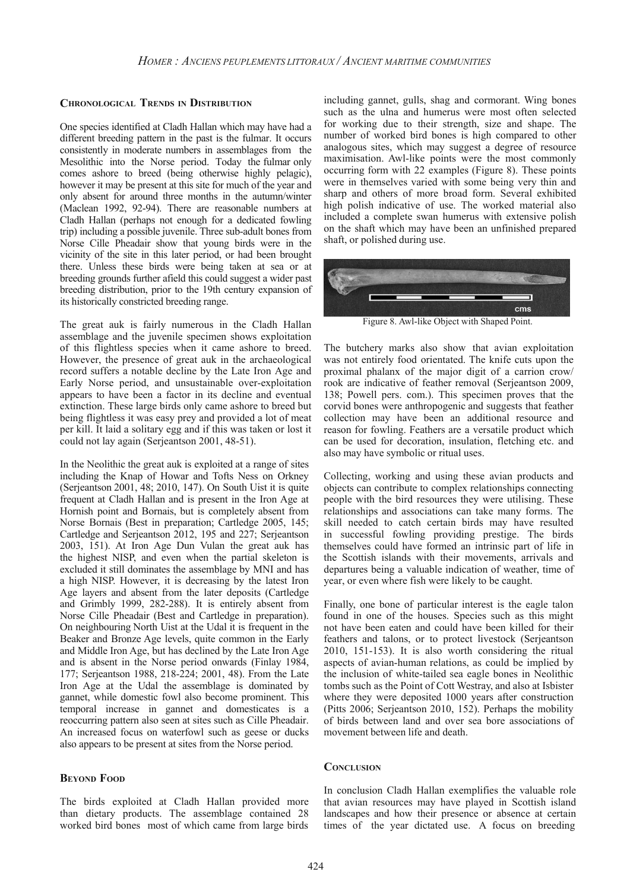### Chronological Trends in Distribution

One species identified at Cladh Hallan which may have had a different breeding pattern in the past is the fulmar. It occurs consistently in moderate numbers in assemblages from the Mesolithic into the Norse period. Today the fulmar only comes ashore to breed (being otherwise highly pelagic), however it may be present at this site for much of the year and only absent for around three months in the autumn/winter (Maclean 1992, 92-94). There are reasonable numbers at Cladh Hallan (perhaps not enough for a dedicated fowling trip) including a possible juvenile. Three sub-adult bones from Norse Cille Pheadair show that young birds were in the vicinity of the site in this later period, or had been brought there. Unless these birds were being taken at sea or at breeding grounds further afield this could suggest a wider past breeding distribution, prior to the 19th century expansion of its historically constricted breeding range.

The great auk is fairly numerous in the Cladh Hallan assemblage and the juvenile specimen shows exploitation of this flightless species when it came ashore to breed. However, the presence of great auk in the archaeological record suffers a notable decline by the Late Iron Age and Early Norse period, and unsustainable over-exploitation appears to have been a factor in its decline and eventual extinction. These large birds only came ashore to breed but being flightless it was easy prey and provided a lot of meat per kill. It laid a solitary egg and if this was taken or lost it could not lay again (Serjeantson 2001, 48-51).

In the Neolithic the great auk is exploited at a range of sites including the Knap of Howar and Tofts Ness on Orkney (Serjeantson 2001, 48; 2010, 147). On South Uist it is quite frequent at Cladh Hallan and is present in the Iron Age at Hornish point and Bornais, but is completely absent from Norse Bornais (Best in preparation; Cartledge 2005, 145; Cartledge and Serjeantson 2012, 195 and 227; Serjeantson 2003, 151). At Iron Age Dun Vulan the great auk has the highest NISP, and even when the partial skeleton is excluded it still dominates the assemblage by MNI and has a high NISP. However, it is decreasing by the latest Iron Age layers and absent from the later deposits (Cartledge and Grimbly 1999, 282-288). It is entirely absent from Norse Cille Pheadair (Best and Cartledge in preparation). On neighbouring North Uist at the Udal it is frequent in the Beaker and Bronze Age levels, quite common in the Early and Middle Iron Age, but has declined by the Late Iron Age and is absent in the Norse period onwards (Finlay 1984, 177; Serjeantson 1988, 218-224; 2001, 48). From the Late Iron Age at the Udal the assemblage is dominated by gannet, while domestic fowl also become prominent. This temporal increase in gannet and domesticates is a reoccurring pattern also seen at sites such as Cille Pheadair. An increased focus on waterfowl such as geese or ducks also appears to be present at sites from the Norse period.

### Beyond Food

The birds exploited at Cladh Hallan provided more than dietary products. The assemblage contained 28 worked bird bones most of which came from large birds including gannet, gulls, shag and cormorant. Wing bones such as the ulna and humerus were most often selected for working due to their strength, size and shape. The number of worked bird bones is high compared to other analogous sites, which may suggest a degree of resource maximisation. Awl-like points were the most commonly occurring form with 22 examples (Figure 8). These points were in themselves varied with some being very thin and sharp and others of more broad form. Several exhibited high polish indicative of use. The worked material also included a complete swan humerus with extensive polish on the shaft which may have been an unfinished prepared shaft, or polished during use.

Figure 8. Awl-like Object with Shaped Point.

The butchery marks also show that avian exploitation was not entirely food orientated. The knife cuts upon the proximal phalanx of the major digit of a carrion crow/rook are indicative of feather removal (Serjeantson 2009, 138; Powell pers. com.). This specimen proves that the corvid bones were anthropogenic and suggests that feather collection may have been an additional resource and reason for fowling. Feathers are a versatile product which can be used for decoration, insulation, fletching etc. and also may have symbolic or ritual uses.

Collecting, working and using these avian products and objects can contribute to complex relationships connecting people with the bird resources they were utilising. These relationships and associations can take many forms. The skill needed to catch certain birds may have resulted in successful fowling providing prestige. The birds themselves could have formed an intrinsic part of life in the Scottish islands with their movements, arrivals and departures being a valuable indication of weather, time of year, or even where fish were likely to be caught.

Finally, one bone of particular interest is the eagle talon found in one of the houses. Species such as this might not have been eaten and could have been killed for their feathers and talons, or to protect livestock (Serjeantson 2010, 151-153). It is also worth considering the ritual aspects of avian-human relations, as could be implied by the inclusion of white-tailed sea eagle bones in Neolithic tombs such as the Point of Cott Westray, and also at Isbister where they were deposited 1000 years after construction (Pitts 2006; Serjeantson 2010, 152). Perhaps the mobility of birds between land and over sea bore associations of movement between life and death.

### Conclusion

In conclusion Cladh Hallan exemplifies the valuable role that avian resources may have played in Scottish island landscapes and how their presence or absence at certain times of the year dictated use. A focus on breeding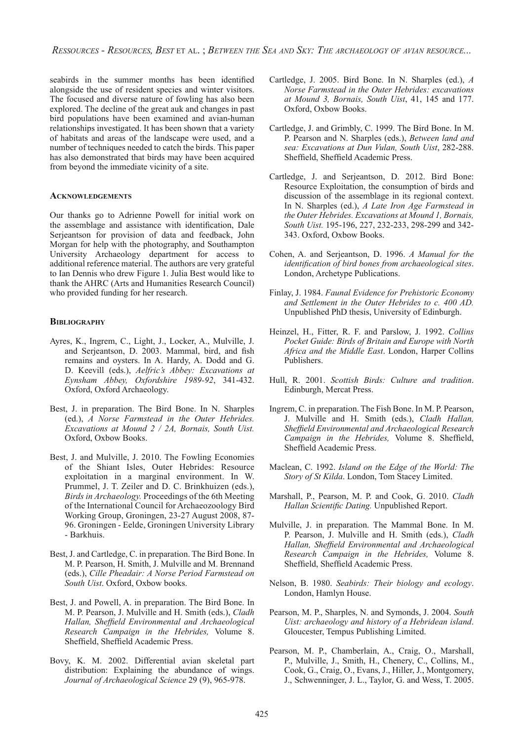seabirds in the summer months has been identified alongside the use of resident species and winter visitors. The focused and diverse nature of fowling has also been explored. The decline of the great auk and changes in past bird populations have been examined and avian-human relationships investigated. It has been shown that a variety of habitats and areas of the landscape were used, and a number of techniques needed to catch the birds. This paper has also demonstrated that birds may have been acquired from beyond the immediate vicinity of a site.

## Acknowledgements

Our thanks go to Adrienne Powell for initial work on the assemblage and assistance with identification, Dale Serjeantson for provision of data and feedback, John Morgan for help with the photography, and Southampton University Archaeology department for access to additional reference material. The authors are very grateful to Ian Dennis who drew Figure 1. Julia Best would like to thank the AHRC (Arts and Humanities Research Council) who provided funding for her research.

## Bibliography

Ayres, K., Ingrem, C., Light, J., Locker, A., Mulville, J. and Serjeantson, D. 2003. Mammal, bird, and fish remains and oysters. In A. Hardy, A. Dodd and G. D. Keevill (eds.), *Aelfric's Abbey: Excavations at Eynsham Abbey, Oxfordshire 1989-92*, 341-432. Oxford, Oxford Archaeology.

Best, J. in preparation. The Bird Bone. In N. Sharples (ed.), *A Norse Farmstead in the Outer Hebrides. Excavations at Mound 2 / 2A, Bornais, South Uist.* Oxford, Oxbow Books.

Best, J. and Mulville, J. 2010. The Fowling Economies of the Shiant Isles, Outer Hebrides: Resource exploitation in a marginal environment. In W. Prummel, J. T. Zeiler and D. C. Brinkhuizen (eds.), *Birds in Archaeology.* Proceedings of the 6th Meeting of the International Council for Archaeozoology Bird Working Group, Groningen, 23-27 August 2008, 87-96. Groningen - Eelde, Groningen University Library - Barkhuis.

Best, J. and Cartledge, C. in preparation. The Bird Bone. In M. P. Pearson, H. Smith, J. Mulville and M. Brennand (eds.), *Cille Pheadair: A Norse Period Farmstead on South Uist*. Oxford, Oxbow books.

Best, J. and Powell, A. in preparation. The Bird Bone. In M. P. Pearson, J. Mulville and H. Smith (eds.), *Cladh Hallan, Sheffield Environmental and Archaeological Research Campaign in the Hebrides,* Volume 8. Sheffield, Sheffield Academic Press.

Bovy, K. M. 2002. Differential avian skeletal part distribution: Explaining the abundance of wings. *Journal of Archaeological Science* 29 (9), 965-978.

Cartledge, J. 2005. Bird Bone. In N. Sharples (ed.), *A Norse Farmstead in the Outer Hebrides: excavations at Mound 3, Bornais, South Uist*, 41, 145 and 177. Oxford, Oxbow Books.

Cartledge, J. and Grimbly, C. 1999. The Bird Bone. In M. P. Pearson and N. Sharples (eds.), *Between land and sea: Excavations at Dun Vulan, South Uist*, 282-288. Sheffield, Sheffield Academic Press.

Cartledge, J. and Serjeantson, D. 2012. Bird Bone: Resource Exploitation, the consumption of birds and discussion of the assemblage in its regional context. In N. Sharples (ed.), *A Late Iron Age Farmstead in the Outer Hebrides. Excavations at Mound 1, Bornais, South Uist.* 195-196, 227, 232-233, 298-299 and 342-343. Oxford, Oxbow Books.

Cohen, A. and Serjeantson, D. 1996. *A Manual for the identification of bird bones from archaeological sites*. London, Archetype Publications.

Finlay, J. 1984. *Faunal Evidence for Prehistoric Economy and Settlement in the Outer Hebrides to c. 400 AD.* Unpublished PhD thesis, University of Edinburgh.

Heinzel, H., Fitter, R. F. and Parslow, J. 1992. *Collins Pocket Guide: Birds of Britain and Europe with North Africa and the Middle East*. London, Harper Collins Publishers.

Hull, R. 2001. *Scottish Birds: Culture and tradition*. Edinburgh, Mercat Press.

Ingrem, C. in preparation. The Fish Bone. In M. P. Pearson, J. Mulville and H. Smith (eds.), *Cladh Hallan, Sheffield Environmental and Archaeological Research Campaign in the Hebrides,* Volume 8. Sheffield, Sheffield Academic Press.

Maclean, C. 1992. *Island on the Edge of the World: The Story of St Kilda*. London, Tom Stacey Limited.

Marshall, P., Pearson, M. P. and Cook, G. 2010. *Cladh Hallan Scientific Dating.* Unpublished Report.

Mulville, J. in preparation. The Mammal Bone. In M. P. Pearson, J. Mulville and H. Smith (eds.), *Cladh Hallan, Sheffield Environmental and Archaeological Research Campaign in the Hebrides,* Volume 8. Sheffield, Sheffield Academic Press.

Nelson, B. 1980. *Seabirds: Their biology and ecology*. London, Hamlyn House.

Pearson, M. P., Sharples, N. and Symonds, J. 2004. *South Uist: archaeology and history of a Hebridean island*. Gloucester, Tempus Publishing Limited.

Pearson, M. P., Chamberlain, A., Craig, O., Marshall, P., Mulville, J., Smith, H., Chenery, C., Collins, M., Cook, G., Craig, O., Evans, J., Hiller, J., Montgomery, J., Schwenninger, J. L., Taylor, G. and Wess, T. 2005.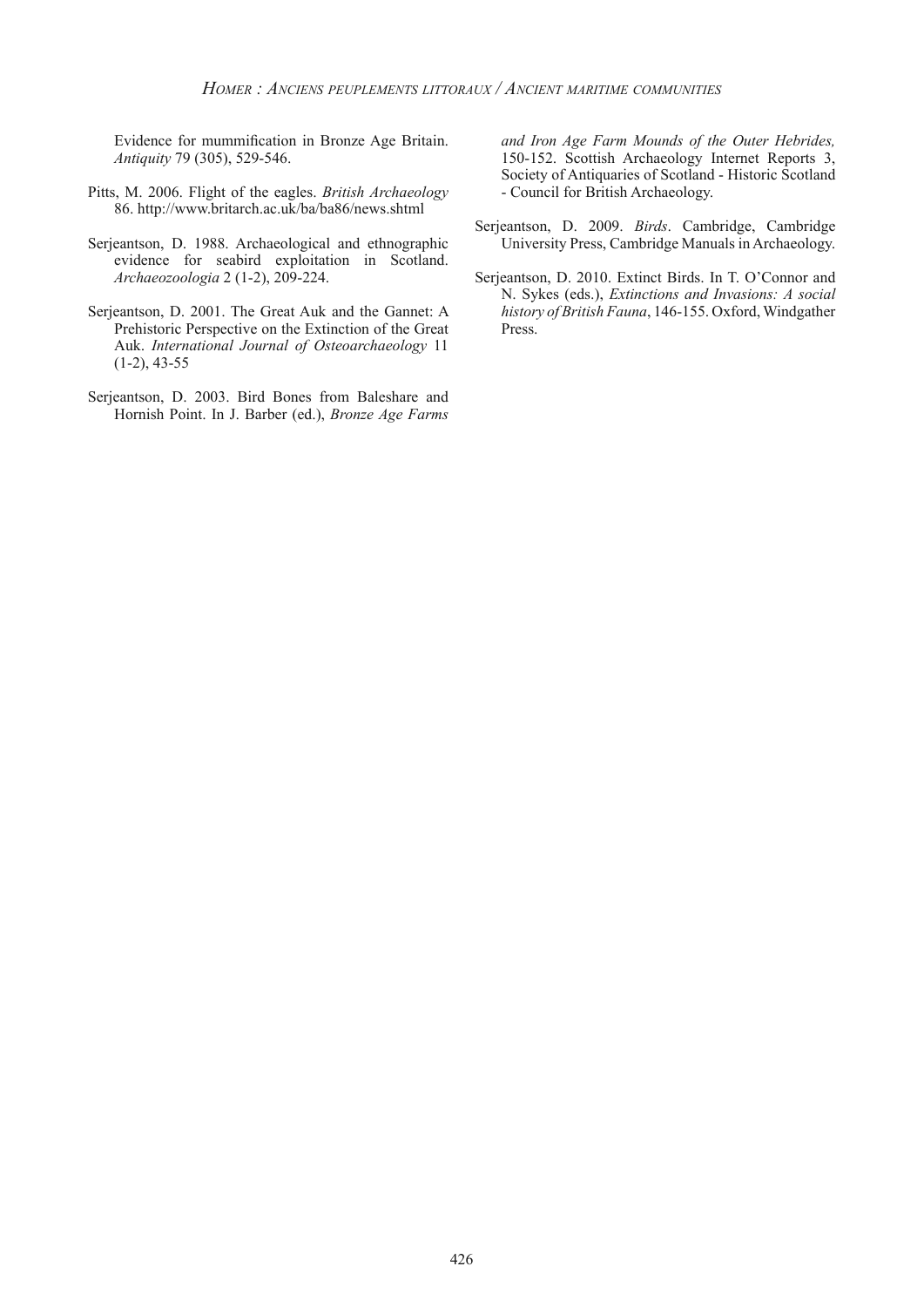Evidence for mummification in Bronze Age Britain. *Antiquity* 79 (305), 529-546.

Pitts, M. 2006. Flight of the eagles. *British Archaeology* 86. http://www.britarch.ac.uk/ba/ba86/news.shtml

Serjeantson, D. 1988. Archaeological and ethnographic evidence for seabird exploitation in Scotland. *Archaeozoologia* 2 (1-2), 209-224.

Serjeantson, D. 2001. The Great Auk and the Gannet: A Prehistoric Perspective on the Extinction of the Great Auk. *International Journal of Osteoarchaeology* 11 (1-2), 43-55

Serjeantson, D. 2003. Bird Bones from Baleshare and Hornish Point. In J. Barber (ed.), *Bronze Age Farms and Iron Age Farm Mounds of the Outer Hebrides,* 150-152. Scottish Archaeology Internet Reports 3, Society of Antiquaries of Scotland - Historic Scotland - Council for British Archaeology.

Serjeantson, D. 2009. *Birds*. Cambridge, Cambridge University Press, Cambridge Manuals in Archaeology.

Serjeantson, D. 2010. Extinct Birds. In T. O'Connor and N. Sykes (eds.), *Extinctions and Invasions: A social history of British Fauna*, 146-155. Oxford, Windgather Press.